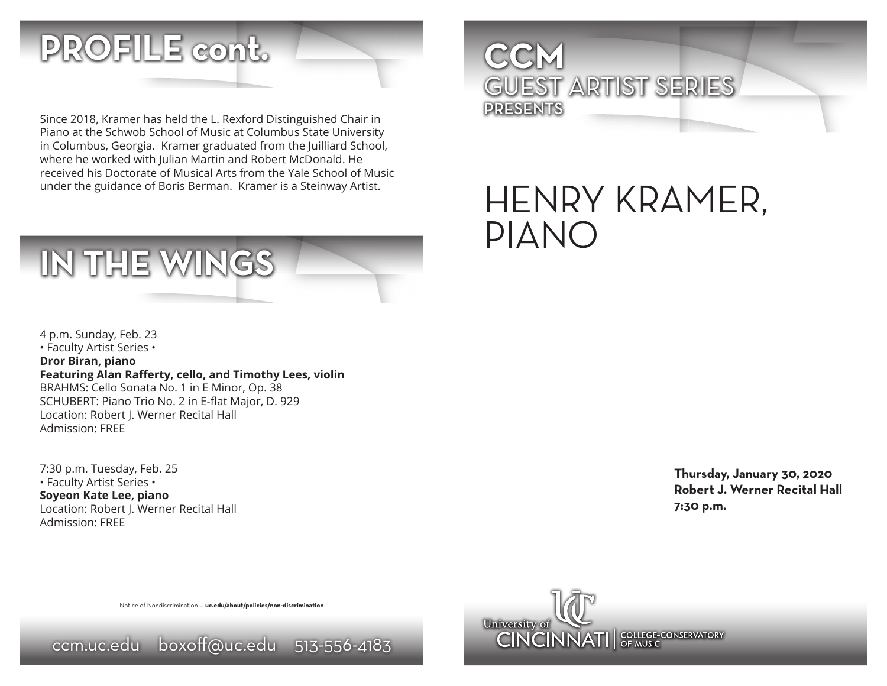# PROFILE cont.

Since 2018, Kramer has held the L. Rexford Distinguished Chair in Piano at the Schwob School of Music at Columbus State University in Columbus, Georgia. Kramer graduated from the Juilliard School, where he worked with Julian Martin and Robert McDonald. He received his Doctorate of Musical Arts from the Yale School of Music under the guidance of Boris Berman. Kramer is a Steinway Artist.

# IN THE WINGS

4 p.m. Sunday, Feb. 23
• Faculty Artist Series •
**Dror Biran, piano**
**Featuring Alan Rafferty, cello, and Timothy Lees, violin**
BRAHMS: Cello Sonata No. 1 in E Minor, Op. 38
SCHUBERT: Piano Trio No. 2 in E-flat Major, D. 929
Location: Robert J. Werner Recital Hall
Admission: FREE

7:30 p.m. Tuesday, Feb. 25
• Faculty Artist Series •
**Soyeon Kate Lee, piano**
Location: Robert J. Werner Recital Hall
Admission: FREE

Notice of Nondiscrimination — **uc.edu/about/policies/non-discrimination**

ccm.uc.edu boxoff@uc.edu 513-556-4183

# CCM
## GUEST ARTIST SERIES
### PRESENTS

# HENRY KRAMER, PIANO

**Thursday, January 30, 2020**
**Robert J. Werner Recital Hall**
**7:30 p.m.**

University of Cincinnati | College-Conservatory of Music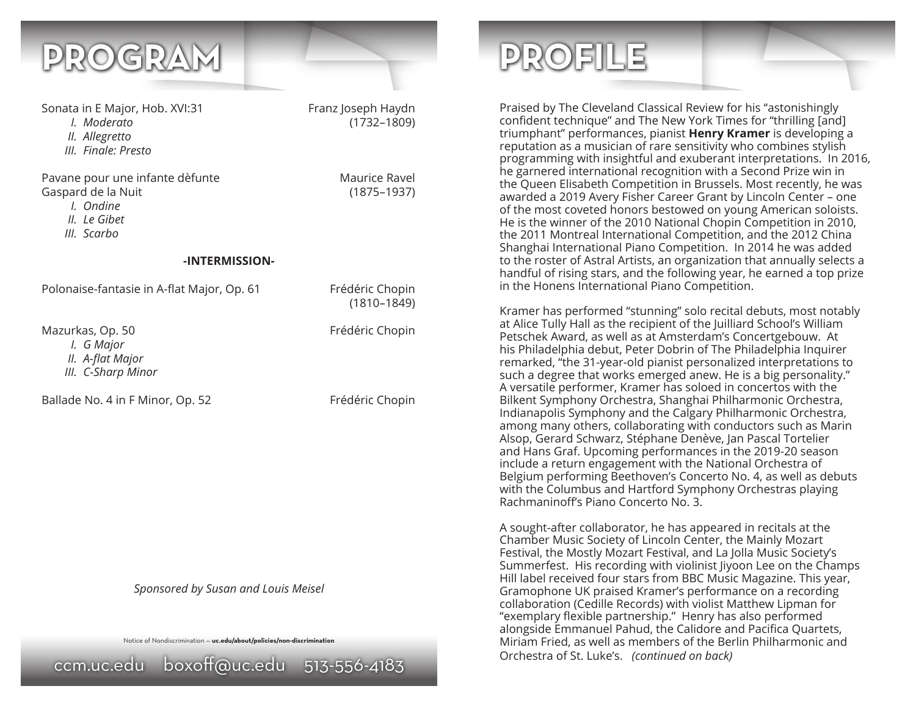# PROGRAM

Sonata in E Major, Hob. XVI:31 — Franz Joseph Haydn (1732–1809)

- *I. Moderato*
- *II. Allegretto*
- *III. Finale: Presto*

Pavane pour une infante dèfunte — Maurice Ravel (1875–1937)

Gaspard de la Nuit

- *I. Ondine*
- *II. Le Gibet*
- *III. Scarbo*

**-INTERMISSION-**

Polonaise-fantasie in A-flat Major, Op. 61 — Frédéric Chopin (1810–1849)

Mazurkas, Op. 50 — Frédéric Chopin

- *I. G Major*
- *II. A-flat Major*
- *III. C-Sharp Minor*

Ballade No. 4 in F Minor, Op. 52 — Frédéric Chopin

*Sponsored by Susan and Louis Meisel*

Notice of Nondiscrimination – **uc.edu/about/policies/non-discrimination**

ccm.uc.edu boxoff@uc.edu 513-556-4183

# PROFILE

Praised by The Cleveland Classical Review for his "astonishingly confident technique" and The New York Times for "thrilling [and] triumphant" performances, pianist **Henry Kramer** is developing a reputation as a musician of rare sensitivity who combines stylish programming with insightful and exuberant interpretations. In 2016, he garnered international recognition with a Second Prize win in the Queen Elisabeth Competition in Brussels. Most recently, he was awarded a 2019 Avery Fisher Career Grant by Lincoln Center – one of the most coveted honors bestowed on young American soloists. He is the winner of the 2010 National Chopin Competition in 2010, the 2011 Montreal International Competition, and the 2012 China Shanghai International Piano Competition. In 2014 he was added to the roster of Astral Artists, an organization that annually selects a handful of rising stars, and the following year, he earned a top prize in the Honens International Piano Competition.

Kramer has performed "stunning" solo recital debuts, most notably at Alice Tully Hall as the recipient of the Juilliard School's William Petschek Award, as well as at Amsterdam's Concertgebouw. At his Philadelphia debut, Peter Dobrin of The Philadelphia Inquirer remarked, "the 31-year-old pianist personalized interpretations to such a degree that works emerged anew. He is a big personality." A versatile performer, Kramer has soloed in concertos with the Bilkent Symphony Orchestra, Shanghai Philharmonic Orchestra, Indianapolis Symphony and the Calgary Philharmonic Orchestra, among many others, collaborating with conductors such as Marin Alsop, Gerard Schwarz, Stéphane Denève, Jan Pascal Tortelier and Hans Graf. Upcoming performances in the 2019-20 season include a return engagement with the National Orchestra of Belgium performing Beethoven's Concerto No. 4, as well as debuts with the Columbus and Hartford Symphony Orchestras playing Rachmaninoff's Piano Concerto No. 3.

A sought-after collaborator, he has appeared in recitals at the Chamber Music Society of Lincoln Center, the Mainly Mozart Festival, the Mostly Mozart Festival, and La Jolla Music Society's Summerfest. His recording with violinist Jiyoon Lee on the Champs Hill label received four stars from BBC Music Magazine. This year, Gramophone UK praised Kramer's performance on a recording collaboration (Cedille Records) with violist Matthew Lipman for "exemplary flexible partnership." Henry has also performed alongside Emmanuel Pahud, the Calidore and Pacifica Quartets, Miriam Fried, as well as members of the Berlin Philharmonic and Orchestra of St. Luke's. *(continued on back)*